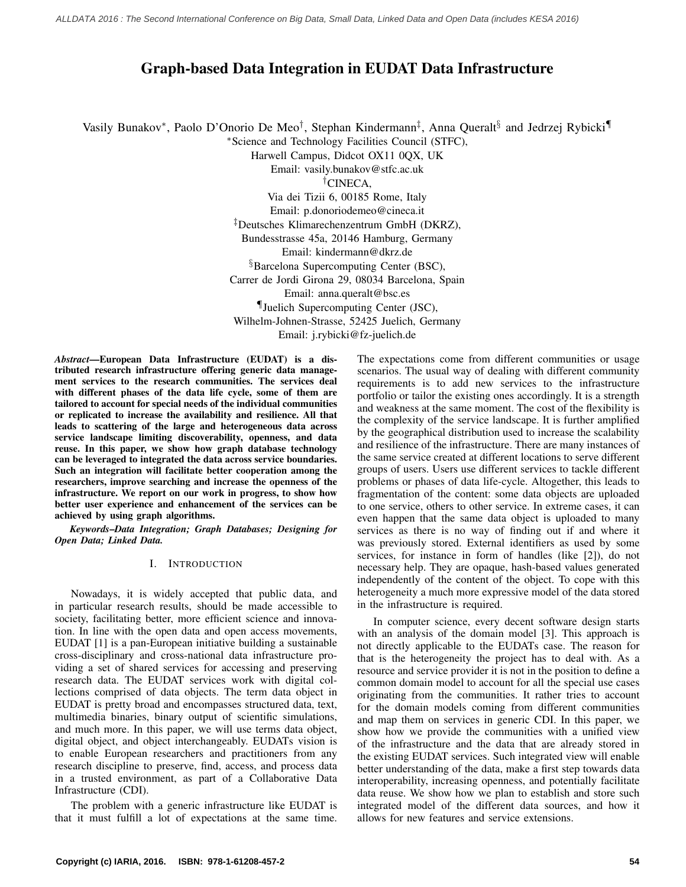# Graph-based Data Integration in EUDAT Data Infrastructure

Vasily Bunakov[*], Paolo D'Onorio De Meo[†], Stephan Kindermann[‡], Anna Queralt[§] and Jedrzej Rybicki[¶]

[*]Science and Technology Facilities Council (STFC),
Harwell Campus, Didcot OX11 0QX, UK
Email: vasily.bunakov@stfc.ac.uk

[†]CINECA,
Via dei Tizii 6, 00185 Rome, Italy
Email: p.donoriodemeo@cineca.it

[‡]Deutsches Klimarechenzentrum GmbH (DKRZ),
Bundesstrasse 45a, 20146 Hamburg, Germany
Email: kindermann@dkrz.de

[§]Barcelona Supercomputing Center (BSC),
Carrer de Jordi Girona 29, 08034 Barcelona, Spain
Email: anna.queralt@bsc.es

[¶]Juelich Supercomputing Center (JSC),
Wilhelm-Johnen-Strasse, 52425 Juelich, Germany
Email: j.rybicki@fz-juelich.de

***Abstract*—European Data Infrastructure (EUDAT) is a distributed research infrastructure offering generic data management services to the research communities. The services deal with different phases of the data life cycle, some of them are tailored to account for special needs of the individual communities or replicated to increase the availability and resilience. All that leads to scattering of the large and heterogeneous data across service landscape limiting discoverability, openness, and data reuse. In this paper, we show how graph database technology can be leveraged to integrated the data across service boundaries. Such an integration will facilitate better cooperation among the researchers, improve searching and increase the openness of the infrastructure. We report on our work in progress, to show how better user experience and enhancement of the services can be achieved by using graph algorithms.**

***Keywords*–Data Integration; Graph Databases; Designing for Open Data; Linked Data.**

## I. Introduction

Nowadays, it is widely accepted that public data, and in particular research results, should be made accessible to society, facilitating better, more efficient science and innovation. In line with the open data and open access movements, EUDAT [1] is a pan-European initiative building a sustainable cross-disciplinary and cross-national data infrastructure providing a set of shared services for accessing and preserving research data. The EUDAT services work with digital collections comprised of data objects. The term data object in EUDAT is pretty broad and encompasses structured data, text, multimedia binaries, binary output of scientific simulations, and much more. In this paper, we will use terms data object, digital object, and object interchangeably. EUDATs vision is to enable European researchers and practitioners from any research discipline to preserve, find, access, and process data in a trusted environment, as part of a Collaborative Data Infrastructure (CDI).

The problem with a generic infrastructure like EUDAT is that it must fulfill a lot of expectations at the same time. The expectations come from different communities or usage scenarios. The usual way of dealing with different community requirements is to add new services to the infrastructure portfolio or tailor the existing ones accordingly. It is a strength and weakness at the same moment. The cost of the flexibility is the complexity of the service landscape. It is further amplified by the geographical distribution used to increase the scalability and resilience of the infrastructure. There are many instances of the same service created at different locations to serve different groups of users. Users use different services to tackle different problems or phases of data life-cycle. Altogether, this leads to fragmentation of the content: some data objects are uploaded to one service, others to other service. In extreme cases, it can even happen that the same data object is uploaded to many services as there is no way of finding out if and where it was previously stored. External identifiers as used by some services, for instance in form of handles (like [2]), do not necessary help. They are opaque, hash-based values generated independently of the content of the object. To cope with this heterogeneity a much more expressive model of the data stored in the infrastructure is required.

In computer science, every decent software design starts with an analysis of the domain model [3]. This approach is not directly applicable to the EUDATs case. The reason for that is the heterogeneity the project has to deal with. As a resource and service provider it is not in the position to define a common domain model to account for all the special use cases originating from the communities. It rather tries to account for the domain models coming from different communities and map them on services in generic CDI. In this paper, we show how we provide the communities with a unified view of the infrastructure and the data that are already stored in the existing EUDAT services. Such integrated view will enable better understanding of the data, make a first step towards data interoperability, increasing openness, and potentially facilitate data reuse. We show how we plan to establish and store such integrated model of the different data sources, and how it allows for new features and service extensions.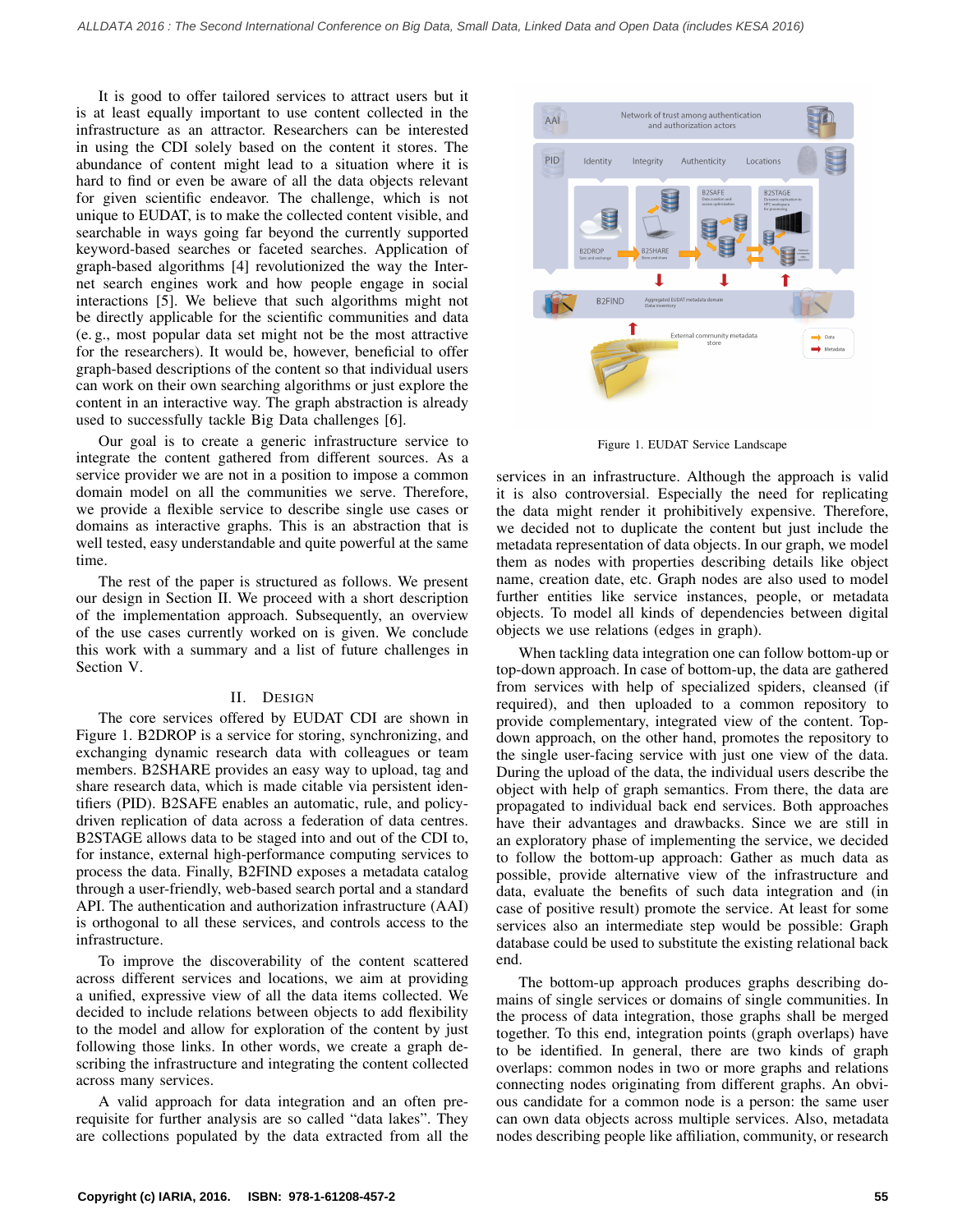It is good to offer tailored services to attract users but it is at least equally important to use content collected in the infrastructure as an attractor. Researchers can be interested in using the CDI solely based on the content it stores. The abundance of content might lead to a situation where it is hard to find or even be aware of all the data objects relevant for given scientific endeavor. The challenge, which is not unique to EUDAT, is to make the collected content visible, and searchable in ways going far beyond the currently supported keyword-based searches or faceted searches. Application of graph-based algorithms [4] revolutionized the way the Internet search engines work and how people engage in social interactions [5]. We believe that such algorithms might not be directly applicable for the scientific communities and data (e. g., most popular data set might not be the most attractive for the researchers). It would be, however, beneficial to offer graph-based descriptions of the content so that individual users can work on their own searching algorithms or just explore the content in an interactive way. The graph abstraction is already used to successfully tackle Big Data challenges [6].

Our goal is to create a generic infrastructure service to integrate the content gathered from different sources. As a service provider we are not in a position to impose a common domain model on all the communities we serve. Therefore, we provide a flexible service to describe single use cases or domains as interactive graphs. This is an abstraction that is well tested, easy understandable and quite powerful at the same time.

The rest of the paper is structured as follows. We present our design in Section II. We proceed with a short description of the implementation approach. Subsequently, an overview of the use cases currently worked on is given. We conclude this work with a summary and a list of future challenges in Section V.

## II. Design

The core services offered by EUDAT CDI are shown in Figure 1. B2DROP is a service for storing, synchronizing, and exchanging dynamic research data with colleagues or team members. B2SHARE provides an easy way to upload, tag and share research data, which is made citable via persistent identifiers (PID). B2SAFE enables an automatic, rule, and policy-driven replication of data across a federation of data centres. B2STAGE allows data to be staged into and out of the CDI to, for instance, external high-performance computing services to process the data. Finally, B2FIND exposes a metadata catalog through a user-friendly, web-based search portal and a standard API. The authentication and authorization infrastructure (AAI) is orthogonal to all these services, and controls access to the infrastructure.

To improve the discoverability of the content scattered across different services and locations, we aim at providing a unified, expressive view of all the data items collected. We decided to include relations between objects to add flexibility to the model and allow for exploration of the content by just following those links. In other words, we create a graph describing the infrastructure and integrating the content collected across many services.

A valid approach for data integration and an often prerequisite for further analysis are so called "data lakes". They are collections populated by the data extracted from all the

Figure 1. EUDAT Service Landscape

services in an infrastructure. Although the approach is valid it is also controversial. Especially the need for replicating the data might render it prohibitively expensive. Therefore, we decided not to duplicate the content but just include the metadata representation of data objects. In our graph, we model them as nodes with properties describing details like object name, creation date, etc. Graph nodes are also used to model further entities like service instances, people, or metadata objects. To model all kinds of dependencies between digital objects we use relations (edges in graph).

When tackling data integration one can follow bottom-up or top-down approach. In case of bottom-up, the data are gathered from services with help of specialized spiders, cleansed (if required), and then uploaded to a common repository to provide complementary, integrated view of the content. Top-down approach, on the other hand, promotes the repository to the single user-facing service with just one view of the data. During the upload of the data, the individual users describe the object with help of graph semantics. From there, the data are propagated to individual back end services. Both approaches have their advantages and drawbacks. Since we are still in an exploratory phase of implementing the service, we decided to follow the bottom-up approach: Gather as much data as possible, provide alternative view of the infrastructure and data, evaluate the benefits of such data integration and (in case of positive result) promote the service. At least for some services also an intermediate step would be possible: Graph database could be used to substitute the existing relational back end.

The bottom-up approach produces graphs describing domains of single services or domains of single communities. In the process of data integration, those graphs shall be merged together. To this end, integration points (graph overlaps) have to be identified. In general, there are two kinds of graph overlaps: common nodes in two or more graphs and relations connecting nodes originating from different graphs. An obvious candidate for a common node is a person: the same user can own data objects across multiple services. Also, metadata nodes describing people like affiliation, community, or research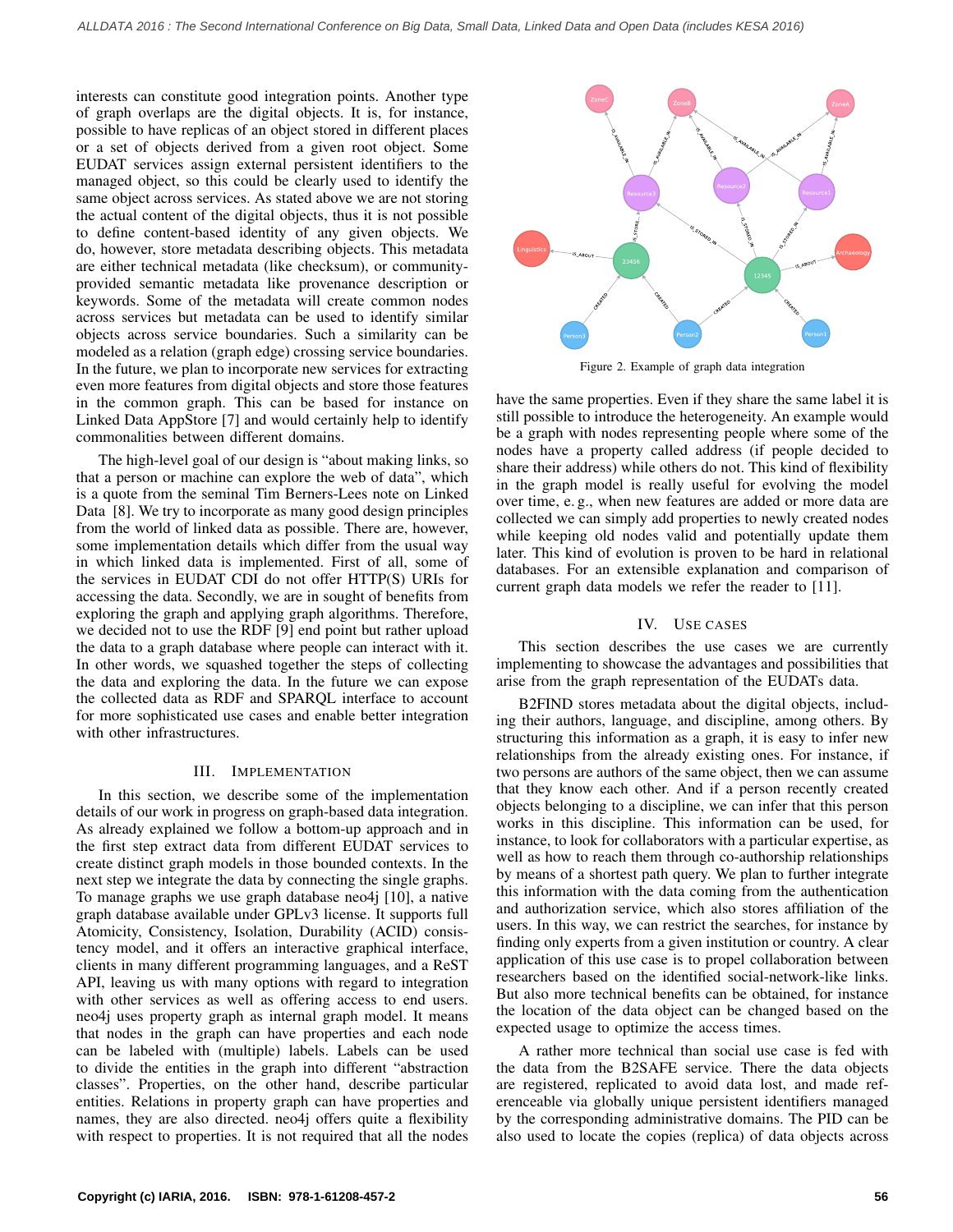interests can constitute good integration points. Another type of graph overlaps are the digital objects. It is, for instance, possible to have replicas of an object stored in different places or a set of objects derived from a given root object. Some EUDAT services assign external persistent identifiers to the managed object, so this could be clearly used to identify the same object across services. As stated above we are not storing the actual content of the digital objects, thus it is not possible to define content-based identity of any given objects. We do, however, store metadata describing objects. This metadata are either technical metadata (like checksum), or community-provided semantic metadata like provenance description or keywords. Some of the metadata will create common nodes across services but metadata can be used to identify similar objects across service boundaries. Such a similarity can be modeled as a relation (graph edge) crossing service boundaries. In the future, we plan to incorporate new services for extracting even more features from digital objects and store those features in the common graph. This can be based for instance on Linked Data AppStore [7] and would certainly help to identify commonalities between different domains.

The high-level goal of our design is "about making links, so that a person or machine can explore the web of data", which is a quote from the seminal Tim Berners-Lees note on Linked Data [8]. We try to incorporate as many good design principles from the world of linked data as possible. There are, however, some implementation details which differ from the usual way in which linked data is implemented. First of all, some of the services in EUDAT CDI do not offer HTTP(S) URIs for accessing the data. Secondly, we are in sought of benefits from exploring the graph and applying graph algorithms. Therefore, we decided not to use the RDF [9] end point but rather upload the data to a graph database where people can interact with it. In other words, we squashed together the steps of collecting the data and exploring the data. In the future we can expose the collected data as RDF and SPARQL interface to account for more sophisticated use cases and enable better integration with other infrastructures.

## III. Implementation

In this section, we describe some of the implementation details of our work in progress on graph-based data integration. As already explained we follow a bottom-up approach and in the first step extract data from different EUDAT services to create distinct graph models in those bounded contexts. In the next step we integrate the data by connecting the single graphs. To manage graphs we use graph database neo4j [10], a native graph database available under GPLv3 license. It supports full Atomicity, Consistency, Isolation, Durability (ACID) consistency model, and it offers an interactive graphical interface, clients in many different programming languages, and a ReST API, leaving us with many options with regard to integration with other services as well as offering access to end users. neo4j uses property graph as internal graph model. It means that nodes in the graph can have properties and each node can be labeled with (multiple) labels. Labels can be used to divide the entities in the graph into different "abstraction classes". Properties, on the other hand, describe particular entities. Relations in property graph can have properties and names, they are also directed. neo4j offers quite a flexibility with respect to properties. It is not required that all the nodes have the same properties. Even if they share the same label it is still possible to introduce the heterogeneity. An example would be a graph with nodes representing people where some of the nodes have a property called address (if people decided to share their address) while others do not. This kind of flexibility in the graph model is really useful for evolving the model over time, e. g., when new features are added or more data are collected we can simply add properties to newly created nodes while keeping old nodes valid and potentially update them later. This kind of evolution is proven to be hard in relational databases. For an extensible explanation and comparison of current graph data models we refer the reader to [11].

Figure 2. Example of graph data integration

## IV. Use cases

This section describes the use cases we are currently implementing to showcase the advantages and possibilities that arise from the graph representation of the EUDATs data.

B2FIND stores metadata about the digital objects, including their authors, language, and discipline, among others. By structuring this information as a graph, it is easy to infer new relationships from the already existing ones. For instance, if two persons are authors of the same object, then we can assume that they know each other. And if a person recently created objects belonging to a discipline, we can infer that this person works in this discipline. This information can be used, for instance, to look for collaborators with a particular expertise, as well as how to reach them through co-authorship relationships by means of a shortest path query. We plan to further integrate this information with the data coming from the authentication and authorization service, which also stores affiliation of the users. In this way, we can restrict the searches, for instance by finding only experts from a given institution or country. A clear application of this use case is to propel collaboration between researchers based on the identified social-network-like links. But also more technical benefits can be obtained, for instance the location of the data object can be changed based on the expected usage to optimize the access times.

A rather more technical than social use case is fed with the data from the B2SAFE service. There the data objects are registered, replicated to avoid data lost, and made referenceable via globally unique persistent identifiers managed by the corresponding administrative domains. The PID can be also used to locate the copies (replica) of data objects across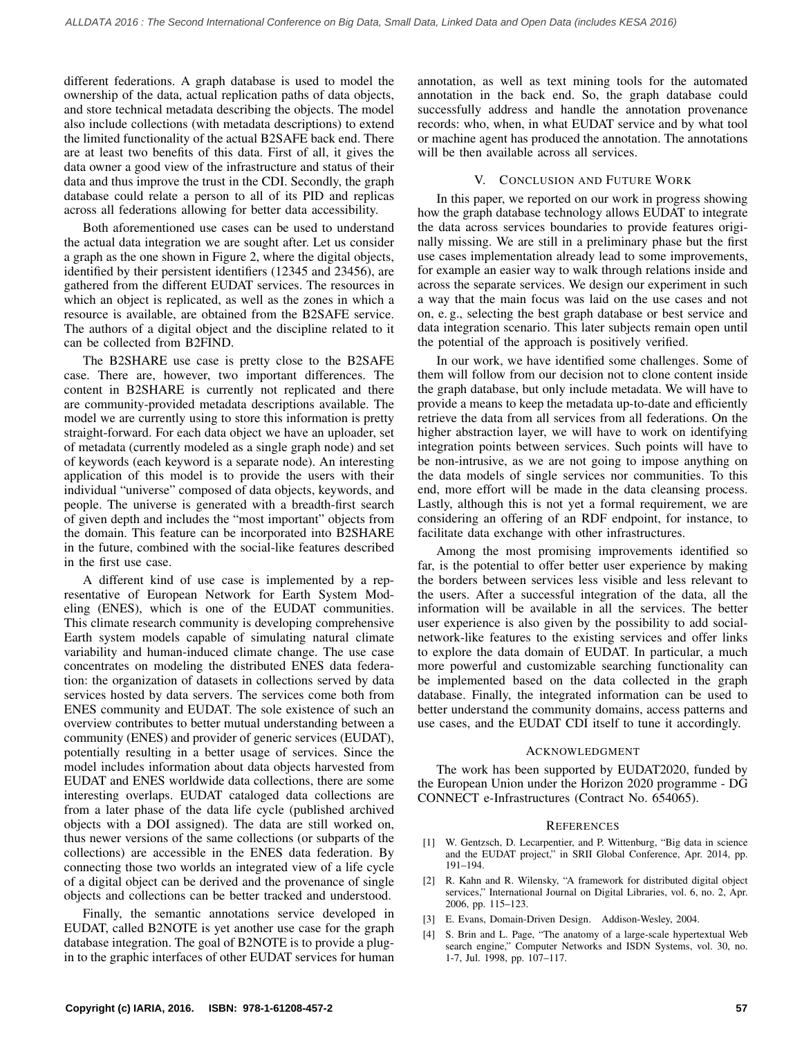different federations. A graph database is used to model the ownership of the data, actual replication paths of data objects, and store technical metadata describing the objects. The model also include collections (with metadata descriptions) to extend the limited functionality of the actual B2SAFE back end. There are at least two benefits of this data. First of all, it gives the data owner a good view of the infrastructure and status of their data and thus improve the trust in the CDI. Secondly, the graph database could relate a person to all of its PID and replicas across all federations allowing for better data accessibility.

Both aforementioned use cases can be used to understand the actual data integration we are sought after. Let us consider a graph as the one shown in Figure 2, where the digital objects, identified by their persistent identifiers (12345 and 23456), are gathered from the different EUDAT services. The resources in which an object is replicated, as well as the zones in which a resource is available, are obtained from the B2SAFE service. The authors of a digital object and the discipline related to it can be collected from B2FIND.

The B2SHARE use case is pretty close to the B2SAFE case. There are, however, two important differences. The content in B2SHARE is currently not replicated and there are community-provided metadata descriptions available. The model we are currently using to store this information is pretty straight-forward. For each data object we have an uploader, set of metadata (currently modeled as a single graph node) and set of keywords (each keyword is a separate node). An interesting application of this model is to provide the users with their individual "universe" composed of data objects, keywords, and people. The universe is generated with a breadth-first search of given depth and includes the "most important" objects from the domain. This feature can be incorporated into B2SHARE in the future, combined with the social-like features described in the first use case.

A different kind of use case is implemented by a representative of European Network for Earth System Modeling (ENES), which is one of the EUDAT communities. This climate research community is developing comprehensive Earth system models capable of simulating natural climate variability and human-induced climate change. The use case concentrates on modeling the distributed ENES data federation: the organization of datasets in collections served by data services hosted by data servers. The services come both from ENES community and EUDAT. The sole existence of such an overview contributes to better mutual understanding between a community (ENES) and provider of generic services (EUDAT), potentially resulting in a better usage of services. Since the model includes information about data objects harvested from EUDAT and ENES worldwide data collections, there are some interesting overlaps. EUDAT cataloged data collections are from a later phase of the data life cycle (published archived objects with a DOI assigned). The data are still worked on, thus newer versions of the same collections (or subparts of the collections) are accessible in the ENES data federation. By connecting those two worlds an integrated view of a life cycle of a digital object can be derived and the provenance of single objects and collections can be better tracked and understood.

Finally, the semantic annotations service developed in EUDAT, called B2NOTE is yet another use case for the graph database integration. The goal of B2NOTE is to provide a plug-in to the graphic interfaces of other EUDAT services for human annotation, as well as text mining tools for the automated annotation in the back end. So, the graph database could successfully address and handle the annotation provenance records: who, when, in what EUDAT service and by what tool or machine agent has produced the annotation. The annotations will be then available across all services.

## V. Conclusion and Future Work

In this paper, we reported on our work in progress showing how the graph database technology allows EUDAT to integrate the data across services boundaries to provide features originally missing. We are still in a preliminary phase but the first use cases implementation already lead to some improvements, for example an easier way to walk through relations inside and across the separate services. We design our experiment in such a way that the main focus was laid on the use cases and not on, e. g., selecting the best graph database or best service and data integration scenario. This later subjects remain open until the potential of the approach is positively verified.

In our work, we have identified some challenges. Some of them will follow from our decision not to clone content inside the graph database, but only include metadata. We will have to provide a means to keep the metadata up-to-date and efficiently retrieve the data from all services from all federations. On the higher abstraction layer, we will have to work on identifying integration points between services. Such points will have to be non-intrusive, as we are not going to impose anything on the data models of single services nor communities. To this end, more effort will be made in the data cleansing process. Lastly, although this is not yet a formal requirement, we are considering an offering of an RDF endpoint, for instance, to facilitate data exchange with other infrastructures.

Among the most promising improvements identified so far, is the potential to offer better user experience by making the borders between services less visible and less relevant to the users. After a successful integration of the data, all the information will be available in all the services. The better user experience is also given by the possibility to add social-network-like features to the existing services and offer links to explore the data domain of EUDAT. In particular, a much more powerful and customizable searching functionality can be implemented based on the data collected in the graph database. Finally, the integrated information can be used to better understand the community domains, access patterns and use cases, and the EUDAT CDI itself to tune it accordingly.

## Acknowledgment

The work has been supported by EUDAT2020, funded by the European Union under the Horizon 2020 programme - DG CONNECT e-Infrastructures (Contract No. 654065).

## References

[1] W. Gentzsch, D. Lecarpentier, and P. Wittenburg, "Big data in science and the EUDAT project," in SRII Global Conference, Apr. 2014, pp. 191–194.

[2] R. Kahn and R. Wilensky, "A framework for distributed digital object services," International Journal on Digital Libraries, vol. 6, no. 2, Apr. 2006, pp. 115–123.

[3] E. Evans, Domain-Driven Design. Addison-Wesley, 2004.

[4] S. Brin and L. Page, "The anatomy of a large-scale hypertextual Web search engine," Computer Networks and ISDN Systems, vol. 30, no. 1-7, Jul. 1998, pp. 107–117.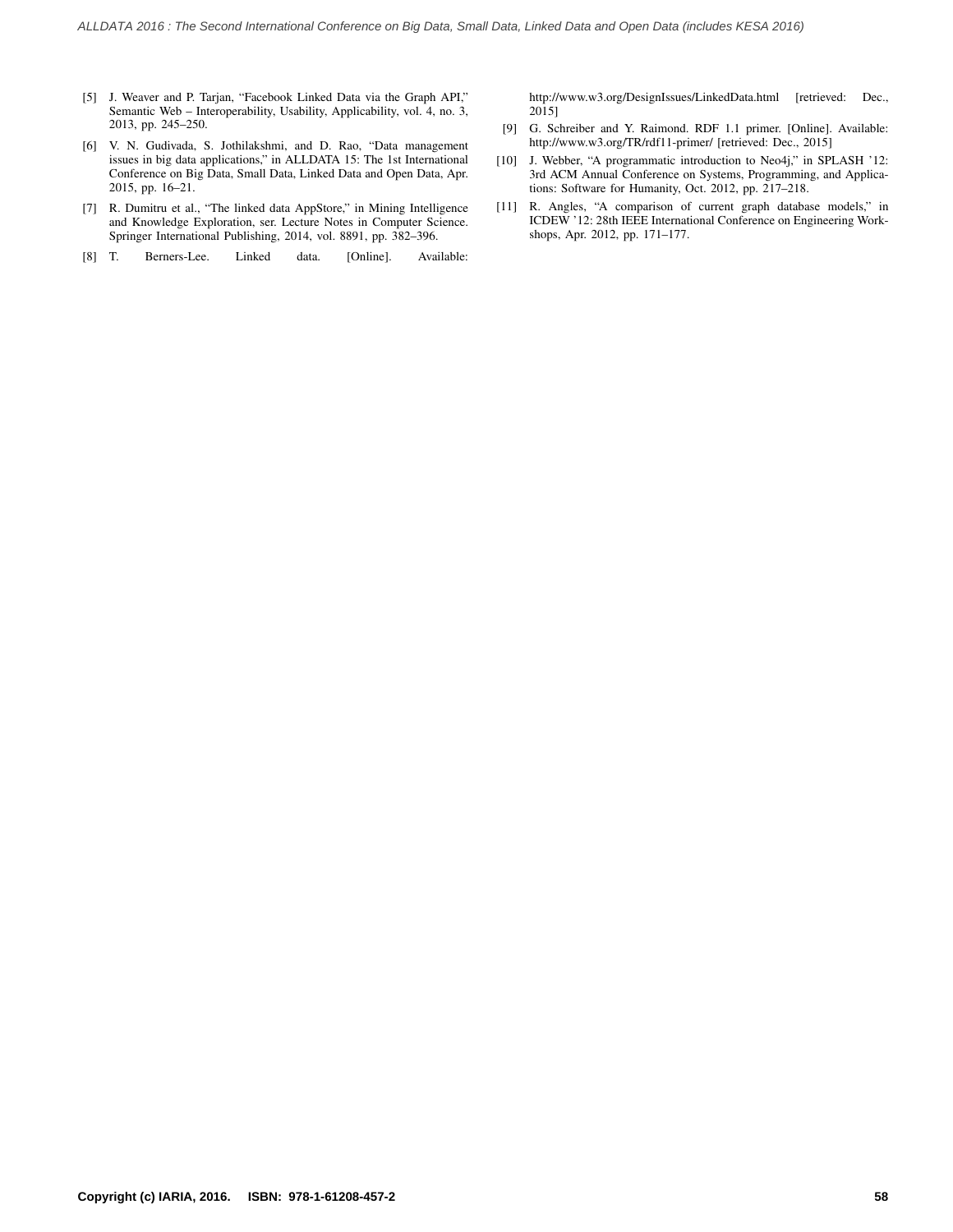[5] J. Weaver and P. Tarjan, "Facebook Linked Data via the Graph API," Semantic Web – Interoperability, Usability, Applicability, vol. 4, no. 3, 2013, pp. 245–250.

[6] V. N. Gudivada, S. Jothilakshmi, and D. Rao, "Data management issues in big data applications," in ALLDATA 15: The 1st International Conference on Big Data, Small Data, Linked Data and Open Data, Apr. 2015, pp. 16–21.

[7] R. Dumitru et al., "The linked data AppStore," in Mining Intelligence and Knowledge Exploration, ser. Lecture Notes in Computer Science. Springer International Publishing, 2014, vol. 8891, pp. 382–396.

[8] T. Berners-Lee. Linked data. [Online]. Available: http://www.w3.org/DesignIssues/LinkedData.html [retrieved: Dec., 2015]

[9] G. Schreiber and Y. Raimond. RDF 1.1 primer. [Online]. Available: http://www.w3.org/TR/rdf11-primer/ [retrieved: Dec., 2015]

[10] J. Webber, "A programmatic introduction to Neo4j," in SPLASH '12: 3rd ACM Annual Conference on Systems, Programming, and Applications: Software for Humanity, Oct. 2012, pp. 217–218.

[11] R. Angles, "A comparison of current graph database models," in ICDEW '12: 28th IEEE International Conference on Engineering Workshops, Apr. 2012, pp. 171–177.